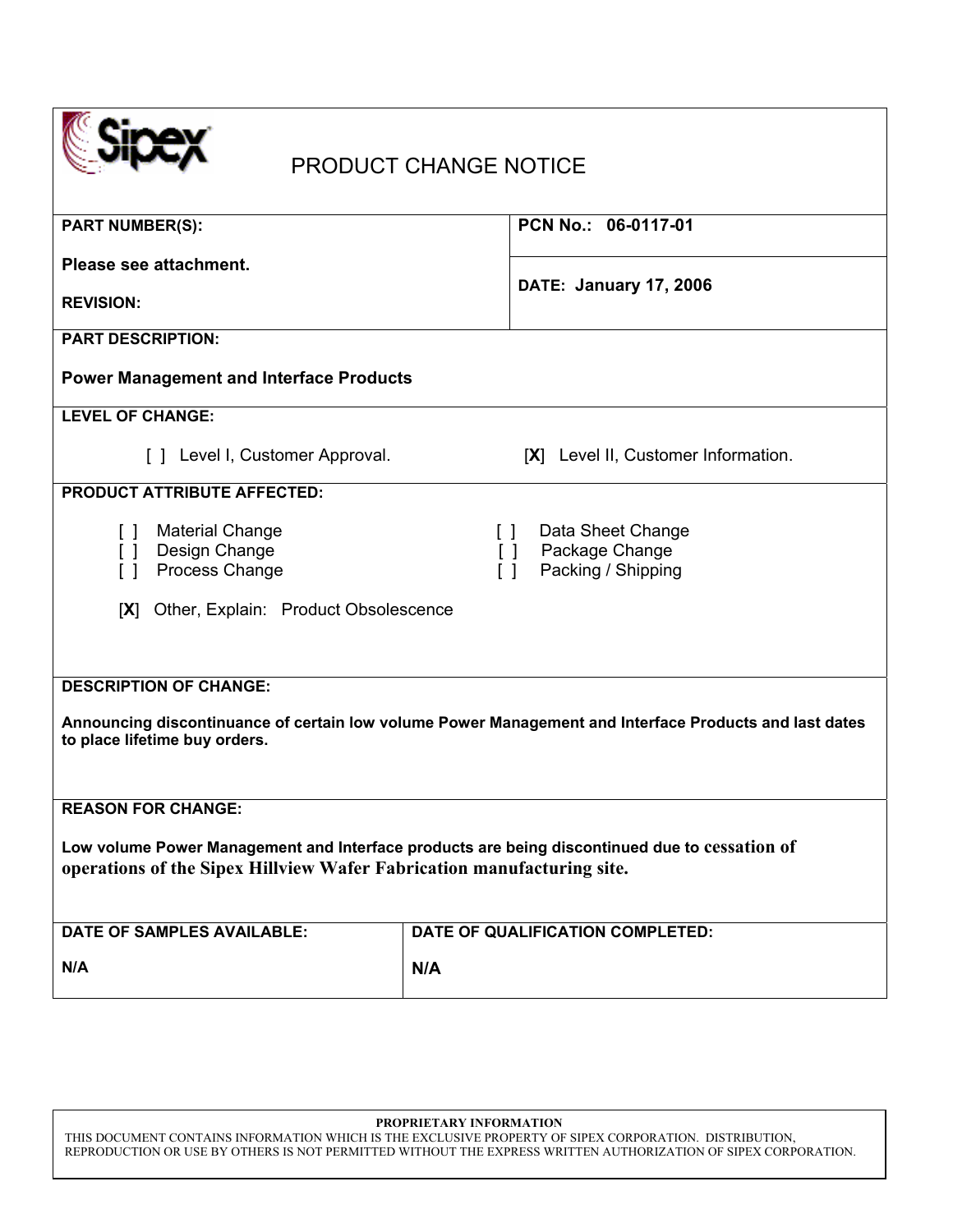# PRODUCT CHANGE NOTICE

**PART NUMBER(S):**

**Please see attachment.**

**REVISION:**

**PCN No.: 06-0117-01**

**DATE: January 17, 2006**

**PART DESCRIPTION:**

**Power Management and Interface Products**

**LEVEL OF CHANGE:**

[ ] Level I, Customer Approval.

[**X**] Level II, Customer Information.

**PRODUCT ATTRIBUTE AFFECTED:**

[ ] Material Change
[ ] Design Change
[ ] Process Change
[ ] Data Sheet Change
[ ] Package Change
[ ] Packing / Shipping

[**X**] Other, Explain: Product Obsolescence

**DESCRIPTION OF CHANGE:**

**Announcing discontinuance of certain low volume Power Management and Interface Products and last dates to place lifetime buy orders.**

**REASON FOR CHANGE:**

**Low volume Power Management and Interface products are being discontinued due to cessation of operations of the Sipex Hillview Wafer Fabrication manufacturing site.**

| DATE OF SAMPLES AVAILABLE: | DATE OF QUALIFICATION COMPLETED: |
| --- | --- |
| N/A | N/A |

**PROPRIETARY INFORMATION**
THIS DOCUMENT CONTAINS INFORMATION WHICH IS THE EXCLUSIVE PROPERTY OF SIPEX CORPORATION. DISTRIBUTION, REPRODUCTION OR USE BY OTHERS IS NOT PERMITTED WITHOUT THE EXPRESS WRITTEN AUTHORIZATION OF SIPEX CORPORATION.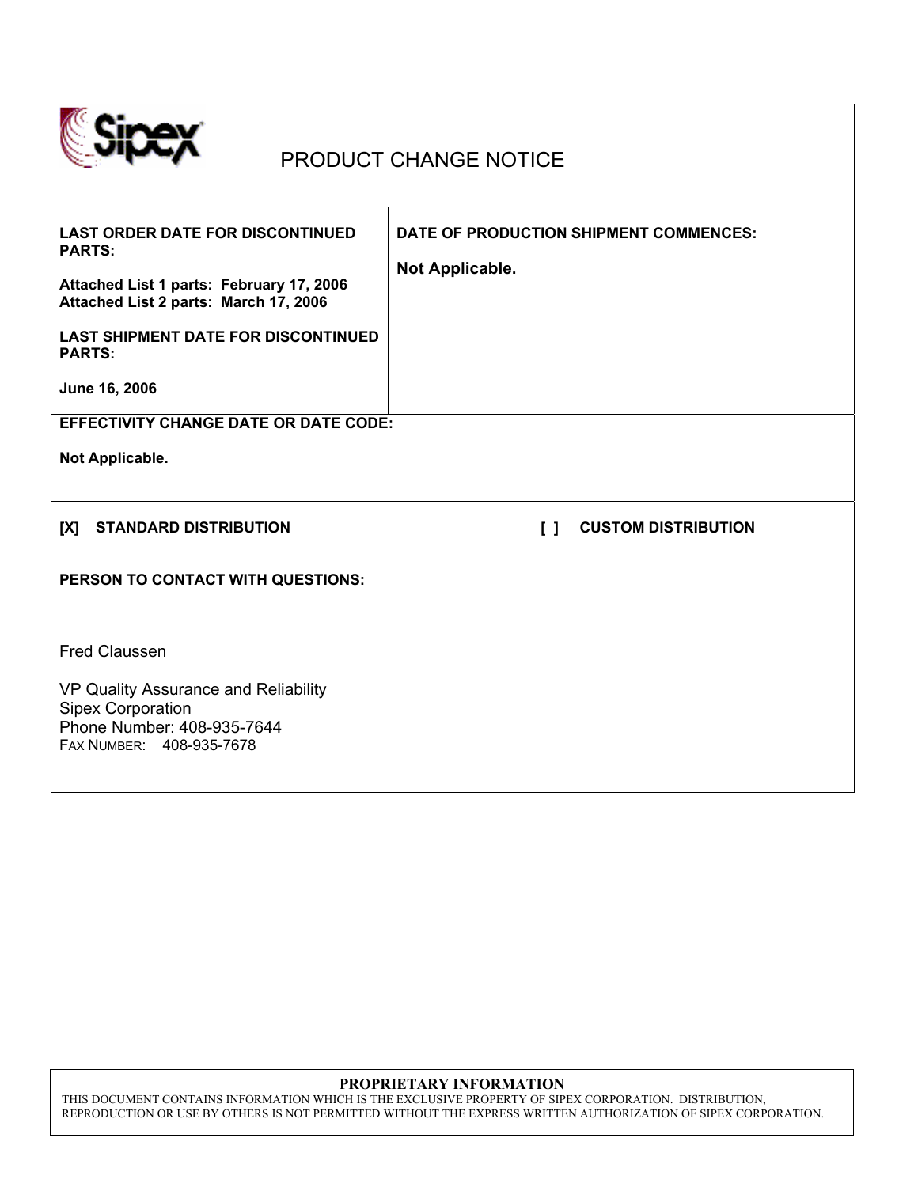# PRODUCT CHANGE NOTICE

| LAST ORDER DATE FOR DISCONTINUED PARTS: | DATE OF PRODUCTION SHIPMENT COMMENCES: |
| --- | --- |
| Attached List 1 parts: February 17, 2006<br>Attached List 2 parts: March 17, 2006<br><br>**LAST SHIPMENT DATE FOR DISCONTINUED PARTS:**<br><br>June 16, 2006 | Not Applicable. |

**EFFECTIVITY CHANGE DATE OR DATE CODE:**

**Not Applicable.**

**[X] STANDARD DISTRIBUTION** **[ ] CUSTOM DISTRIBUTION**

**PERSON TO CONTACT WITH QUESTIONS:**

Fred Claussen

VP Quality Assurance and Reliability
Sipex Corporation
Phone Number: 408-935-7644
FAX NUMBER: 408-935-7678

**PROPRIETARY INFORMATION**
THIS DOCUMENT CONTAINS INFORMATION WHICH IS THE EXCLUSIVE PROPERTY OF SIPEX CORPORATION. DISTRIBUTION, REPRODUCTION OR USE BY OTHERS IS NOT PERMITTED WITHOUT THE EXPRESS WRITTEN AUTHORIZATION OF SIPEX CORPORATION.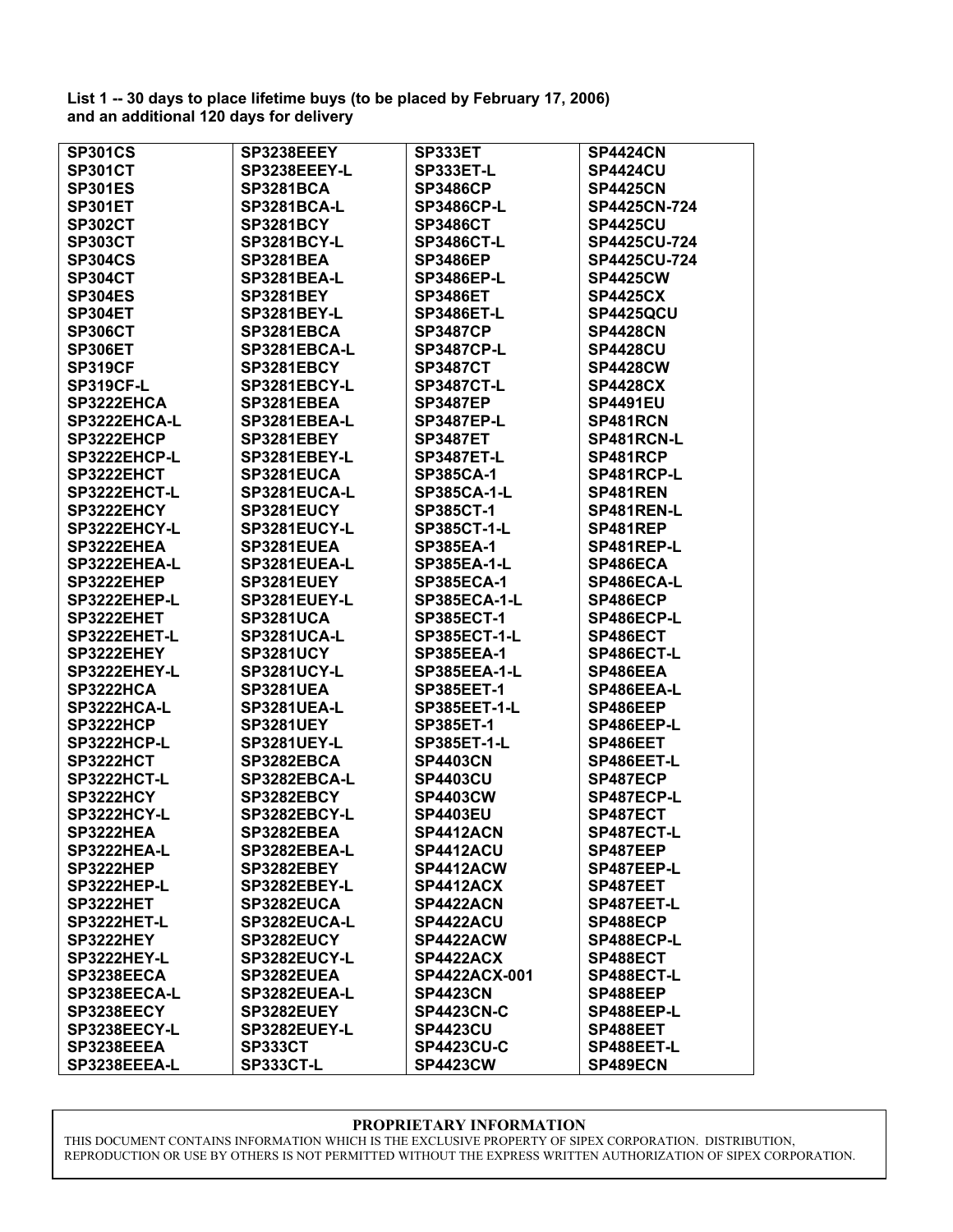**List 1 -- 30 days to place lifetime buys (to be placed by February 17, 2006) and an additional 120 days for delivery**

| | | | |
|---|---|---|---|
| SP301CS | SP3238EEEY | SP333ET | SP4424CN |
| SP301CT | SP3238EEEY-L | SP333ET-L | SP4424CU |
| SP301ES | SP3281BCA | SP3486CP | SP4425CN |
| SP301ET | SP3281BCA-L | SP3486CP-L | SP4425CN-724 |
| SP302CT | SP3281BCY | SP3486CT | SP4425CU |
| SP303CT | SP3281BCY-L | SP3486CT-L | SP4425CU-724 |
| SP304CS | SP3281BEA | SP3486EP | SP4425CU-724 |
| SP304CT | SP3281BEA-L | SP3486EP-L | SP4425CW |
| SP304ES | SP3281BEY | SP3486ET | SP4425CX |
| SP304ET | SP3281BEY-L | SP3486ET-L | SP4425QCU |
| SP306CT | SP3281EBCA | SP3487CP | SP4428CN |
| SP306ET | SP3281EBCA-L | SP3487CP-L | SP4428CU |
| SP319CF | SP3281EBCY | SP3487CT | SP4428CW |
| SP319CF-L | SP3281EBCY-L | SP3487CT-L | SP4428CX |
| SP3222EHCA | SP3281EBEA | SP3487EP | SP4491EU |
| SP3222EHCA-L | SP3281EBEA-L | SP3487EP-L | SP481RCN |
| SP3222EHCP | SP3281EBEY | SP3487ET | SP481RCN-L |
| SP3222EHCP-L | SP3281EBEY-L | SP3487ET-L | SP481RCP |
| SP3222EHCT | SP3281EUCA | SP385CA-1 | SP481RCP-L |
| SP3222EHCT-L | SP3281EUCA-L | SP385CA-1-L | SP481REN |
| SP3222EHCY | SP3281EUCY | SP385CT-1 | SP481REN-L |
| SP3222EHCY-L | SP3281EUCY-L | SP385CT-1-L | SP481REP |
| SP3222EHEA | SP3281EUEA | SP385EA-1 | SP481REP-L |
| SP3222EHEA-L | SP3281EUEA-L | SP385EA-1-L | SP486ECA |
| SP3222EHEP | SP3281EUEY | SP385ECA-1 | SP486ECA-L |
| SP3222EHEP-L | SP3281EUEY-L | SP385ECA-1-L | SP486ECP |
| SP3222EHET | SP3281UCA | SP385ECT-1 | SP486ECP-L |
| SP3222EHET-L | SP3281UCA-L | SP385ECT-1-L | SP486ECT |
| SP3222EHEY | SP3281UCY | SP385EEA-1 | SP486ECT-L |
| SP3222EHEY-L | SP3281UCY-L | SP385EEA-1-L | SP486EEA |
| SP3222HCA | SP3281UEA | SP385EET-1 | SP486EEA-L |
| SP3222HCA-L | SP3281UEA-L | SP385EET-1-L | SP486EEP |
| SP3222HCP | SP3281UEY | SP385ET-1 | SP486EEP-L |
| SP3222HCP-L | SP3281UEY-L | SP385ET-1-L | SP486EET |
| SP3222HCT | SP3282EBCA | SP4403CN | SP486EET-L |
| SP3222HCT-L | SP3282EBCA-L | SP4403CU | SP487ECP |
| SP3222HCY | SP3282EBCY | SP4403CW | SP487ECP-L |
| SP3222HCY-L | SP3282EBCY-L | SP4403EU | SP487ECT |
| SP3222HEA | SP3282EBEA | SP4412ACN | SP487ECT-L |
| SP3222HEA-L | SP3282EBEA-L | SP4412ACU | SP487EEP |
| SP3222HEP | SP3282EBEY | SP4412ACW | SP487EEP-L |
| SP3222HEP-L | SP3282EBEY-L | SP4412ACX | SP487EET |
| SP3222HET | SP3282EUCA | SP4422ACN | SP487EET-L |
| SP3222HET-L | SP3282EUCA-L | SP4422ACU | SP488ECP |
| SP3222HEY | SP3282EUCY | SP4422ACW | SP488ECP-L |
| SP3222HEY-L | SP3282EUCY-L | SP4422ACX | SP488ECT |
| SP3238EECA | SP3282EUEA | SP4422ACX-001 | SP488ECT-L |
| SP3238EECA-L | SP3282EUEA-L | SP4423CN | SP488EEP |
| SP3238EECY | SP3282EUEY | SP4423CN-C | SP488EEP-L |
| SP3238EECY-L | SP3282EUEY-L | SP4423CU | SP488EET |
| SP3238EEEA | SP333CT | SP4423CU-C | SP488EET-L |
| SP3238EEEA-L | SP333CT-L | SP4423CW | SP489ECN |

**PROPRIETARY INFORMATION**

THIS DOCUMENT CONTAINS INFORMATION WHICH IS THE EXCLUSIVE PROPERTY OF SIPEX CORPORATION. DISTRIBUTION, REPRODUCTION OR USE BY OTHERS IS NOT PERMITTED WITHOUT THE EXPRESS WRITTEN AUTHORIZATION OF SIPEX CORPORATION.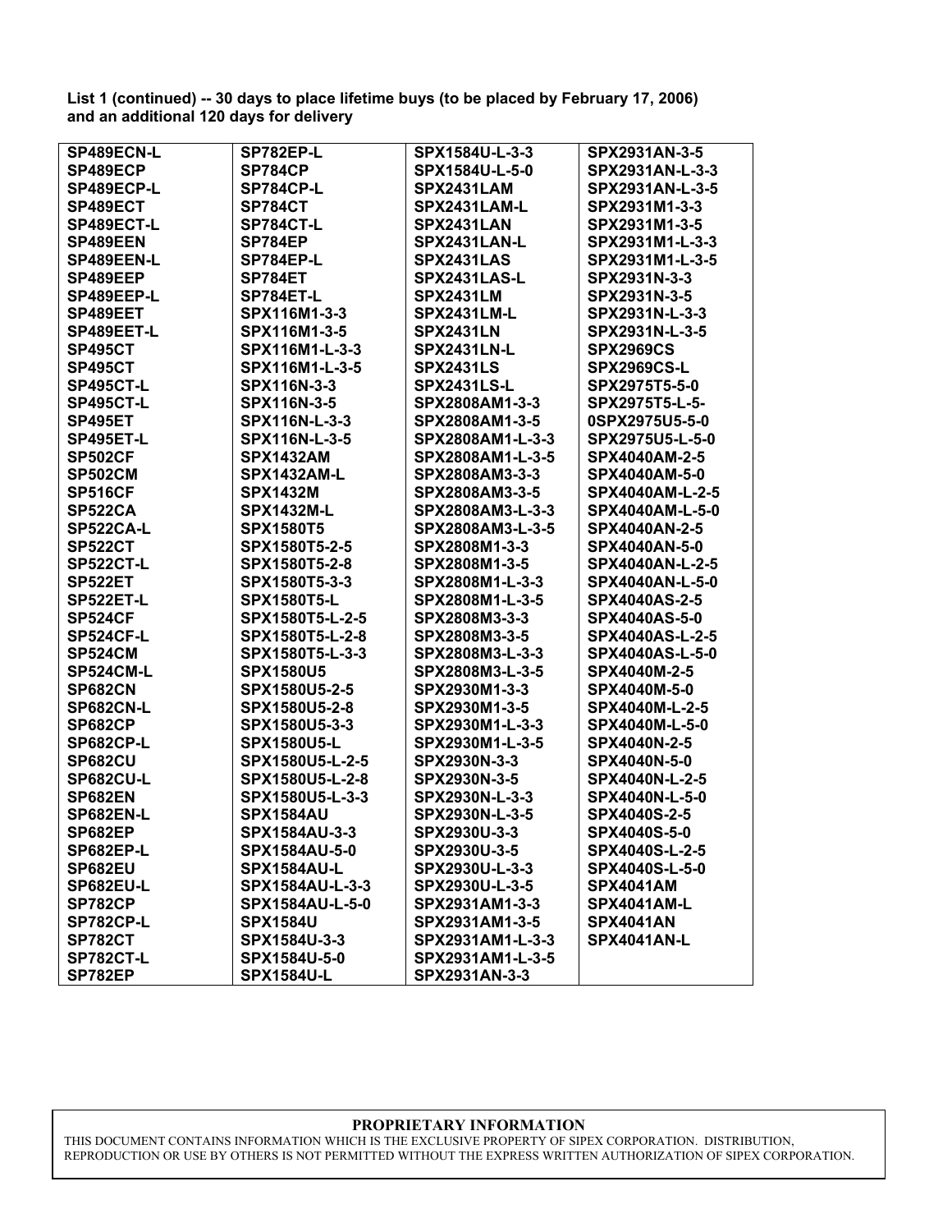**List 1 (continued) -- 30 days to place lifetime buys (to be placed by February 17, 2006) and an additional 120 days for delivery**

| | | | |
|---|---|---|---|
| SP489ECN-L | SP782EP-L | SPX1584U-L-3-3 | SPX2931AN-3-5 |
| SP489ECP | SP784CP | SPX1584U-L-5-0 | SPX2931AN-L-3-3 |
| SP489ECP-L | SP784CP-L | SPX2431LAM | SPX2931AN-L-3-5 |
| SP489ECT | SP784CT | SPX2431LAM-L | SPX2931M1-3-3 |
| SP489ECT-L | SP784CT-L | SPX2431LAN | SPX2931M1-3-5 |
| SP489EEN | SP784EP | SPX2431LAN-L | SPX2931M1-L-3-3 |
| SP489EEN-L | SP784EP-L | SPX2431LAS | SPX2931M1-L-3-5 |
| SP489EEP | SP784ET | SPX2431LAS-L | SPX2931N-3-3 |
| SP489EEP-L | SP784ET-L | SPX2431LM | SPX2931N-3-5 |
| SP489EET | SPX116M1-3-3 | SPX2431LM-L | SPX2931N-L-3-3 |
| SP489EET-L | SPX116M1-3-5 | SPX2431LN | SPX2931N-L-3-5 |
| SP495CT | SPX116M1-L-3-3 | SPX2431LN-L | SPX2969CS |
| SP495CT | SPX116M1-L-3-5 | SPX2431LS | SPX2969CS-L |
| SP495CT-L | SPX116N-3-3 | SPX2431LS-L | SPX2975T5-5-0 |
| SP495CT-L | SPX116N-3-5 | SPX2808AM1-3-3 | SPX2975T5-L-5- |
| SP495ET | SPX116N-L-3-3 | SPX2808AM1-3-5 | 0SPX2975U5-5-0 |
| SP495ET-L | SPX116N-L-3-5 | SPX2808AM1-L-3-3 | SPX2975U5-L-5-0 |
| SP502CF | SPX1432AM | SPX2808AM1-L-3-5 | SPX4040AM-2-5 |
| SP502CM | SPX1432AM-L | SPX2808AM3-3-3 | SPX4040AM-5-0 |
| SP516CF | SPX1432M | SPX2808AM3-3-5 | SPX4040AM-L-2-5 |
| SP522CA | SPX1432M-L | SPX2808AM3-L-3-3 | SPX4040AM-L-5-0 |
| SP522CA-L | SPX1580T5 | SPX2808AM3-L-3-5 | SPX4040AN-2-5 |
| SP522CT | SPX1580T5-2-5 | SPX2808M1-3-3 | SPX4040AN-5-0 |
| SP522CT-L | SPX1580T5-2-8 | SPX2808M1-3-5 | SPX4040AN-L-2-5 |
| SP522ET | SPX1580T5-3-3 | SPX2808M1-L-3-3 | SPX4040AN-L-5-0 |
| SP522ET-L | SPX1580T5-L | SPX2808M1-L-3-5 | SPX4040AS-2-5 |
| SP524CF | SPX1580T5-L-2-5 | SPX2808M3-3-3 | SPX4040AS-5-0 |
| SP524CF-L | SPX1580T5-L-2-8 | SPX2808M3-3-5 | SPX4040AS-L-2-5 |
| SP524CM | SPX1580T5-L-3-3 | SPX2808M3-L-3-3 | SPX4040AS-L-5-0 |
| SP524CM-L | SPX1580U5 | SPX2808M3-L-3-5 | SPX4040M-2-5 |
| SP682CN | SPX1580U5-2-5 | SPX2930M1-3-3 | SPX4040M-5-0 |
| SP682CN-L | SPX1580U5-2-8 | SPX2930M1-3-5 | SPX4040M-L-2-5 |
| SP682CP | SPX1580U5-3-3 | SPX2930M1-L-3-3 | SPX4040M-L-5-0 |
| SP682CP-L | SPX1580U5-L | SPX2930M1-L-3-5 | SPX4040N-2-5 |
| SP682CU | SPX1580U5-L-2-5 | SPX2930N-3-3 | SPX4040N-5-0 |
| SP682CU-L | SPX1580U5-L-2-8 | SPX2930N-3-5 | SPX4040N-L-2-5 |
| SP682EN | SPX1580U5-L-3-3 | SPX2930N-L-3-3 | SPX4040N-L-5-0 |
| SP682EN-L | SPX1584AU | SPX2930N-L-3-5 | SPX4040S-2-5 |
| SP682EP | SPX1584AU-3-3 | SPX2930U-3-3 | SPX4040S-5-0 |
| SP682EP-L | SPX1584AU-5-0 | SPX2930U-3-5 | SPX4040S-L-2-5 |
| SP682EU | SPX1584AU-L | SPX2930U-L-3-3 | SPX4040S-L-5-0 |
| SP682EU-L | SPX1584AU-L-3-3 | SPX2930U-L-3-5 | SPX4041AM |
| SP782CP | SPX1584AU-L-5-0 | SPX2931AM1-3-3 | SPX4041AM-L |
| SP782CP-L | SPX1584U | SPX2931AM1-3-5 | SPX4041AN |
| SP782CT | SPX1584U-3-3 | SPX2931AM1-L-3-3 | SPX4041AN-L |
| SP782CT-L | SPX1584U-5-0 | SPX2931AM1-L-3-5 | |
| SP782EP | SPX1584U-L | SPX2931AN-3-3 | |

**PROPRIETARY INFORMATION**

THIS DOCUMENT CONTAINS INFORMATION WHICH IS THE EXCLUSIVE PROPERTY OF SIPEX CORPORATION. DISTRIBUTION, REPRODUCTION OR USE BY OTHERS IS NOT PERMITTED WITHOUT THE EXPRESS WRITTEN AUTHORIZATION OF SIPEX CORPORATION.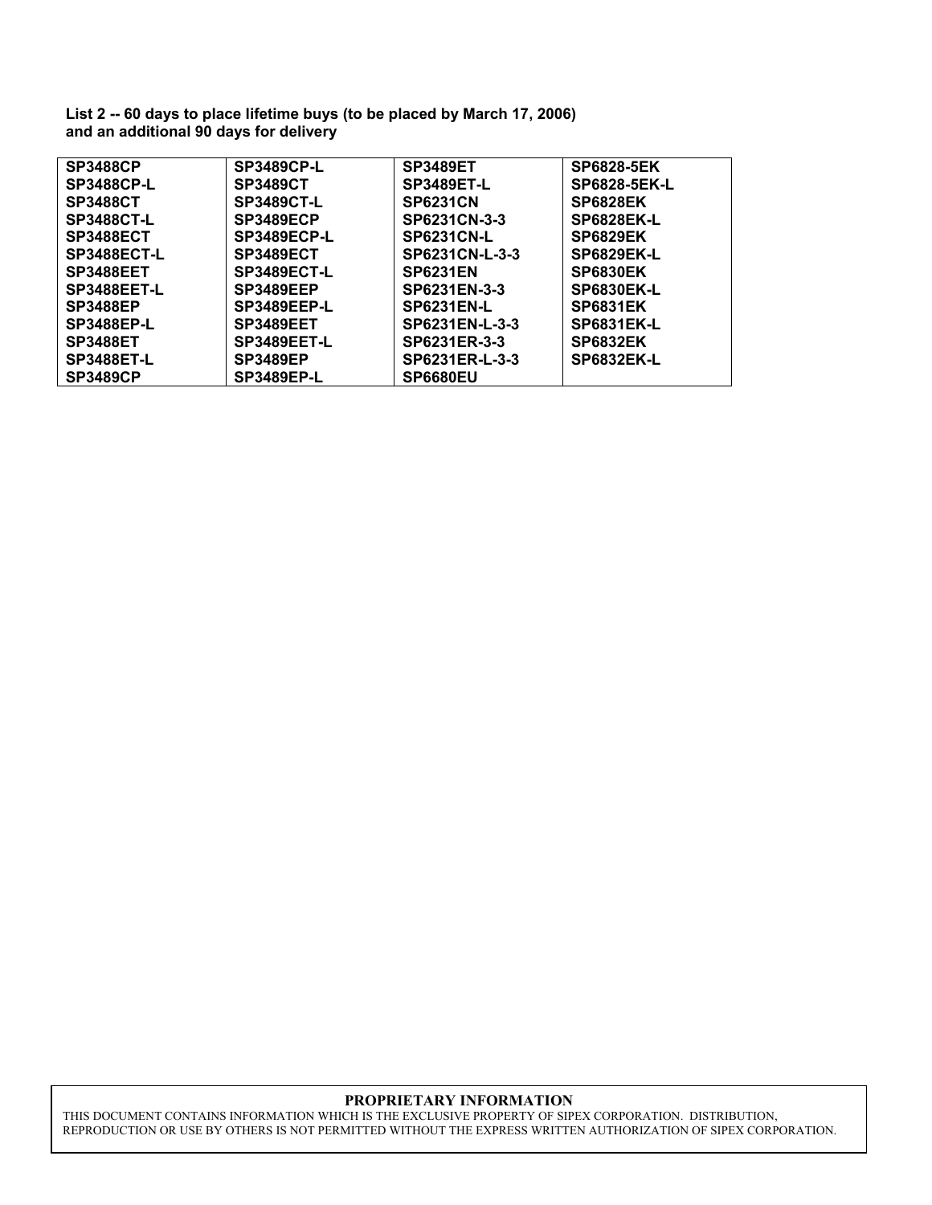**List 2 -- 60 days to place lifetime buys (to be placed by March 17, 2006) and an additional 90 days for delivery**

| | | | |
|---|---|---|---|
| SP3488CP | SP3489CP-L | SP3489ET | SP6828-5EK |
| SP3488CP-L | SP3489CT | SP3489ET-L | SP6828-5EK-L |
| SP3488CT | SP3489CT-L | SP6231CN | SP6828EK |
| SP3488CT-L | SP3489ECP | SP6231CN-3-3 | SP6828EK-L |
| SP3488ECT | SP3489ECP-L | SP6231CN-L | SP6829EK |
| SP3488ECT-L | SP3489ECT | SP6231CN-L-3-3 | SP6829EK-L |
| SP3488EET | SP3489ECT-L | SP6231EN | SP6830EK |
| SP3488EET-L | SP3489EEP | SP6231EN-3-3 | SP6830EK-L |
| SP3488EP | SP3489EEP-L | SP6231EN-L | SP6831EK |
| SP3488EP-L | SP3489EET | SP6231EN-L-3-3 | SP6831EK-L |
| SP3488ET | SP3489EET-L | SP6231ER-3-3 | SP6832EK |
| SP3488ET-L | SP3489EP | SP6231ER-L-3-3 | SP6832EK-L |
| SP3489CP | SP3489EP-L | SP6680EU | |

**PROPRIETARY INFORMATION**

THIS DOCUMENT CONTAINS INFORMATION WHICH IS THE EXCLUSIVE PROPERTY OF SIPEX CORPORATION. DISTRIBUTION, REPRODUCTION OR USE BY OTHERS IS NOT PERMITTED WITHOUT THE EXPRESS WRITTEN AUTHORIZATION OF SIPEX CORPORATION.